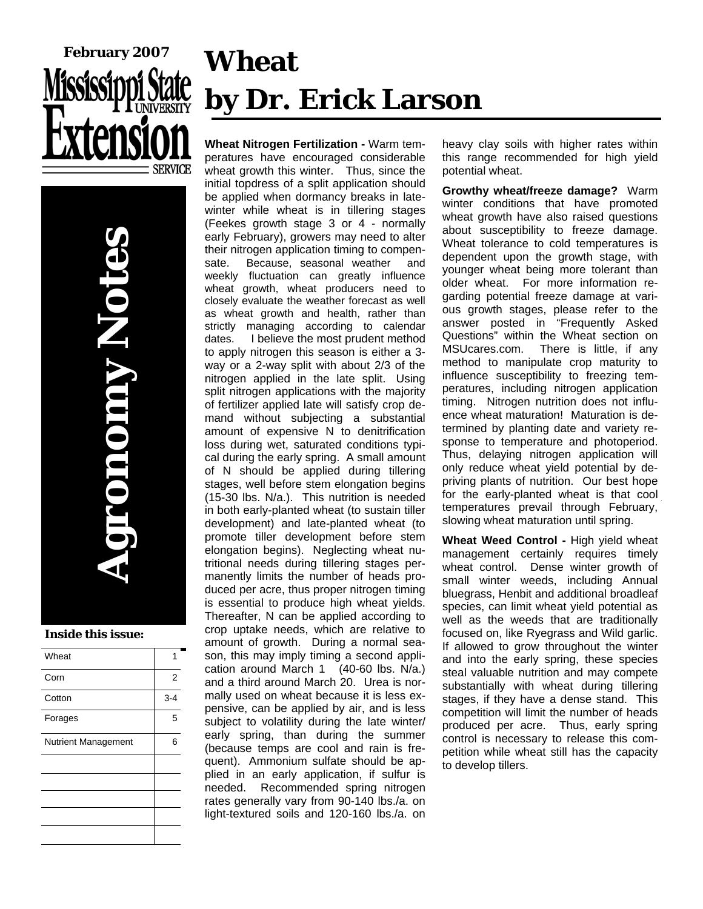February 2007

Mississippi State University Extension Service

# Agronomy Notes

**Inside this issue:**

| | |
|---|---|
| Wheat | 1 |
| Corn | 2 |
| Cotton | 3-4 |
| Forages | 5 |
| Nutrient Management | 6 |

# Wheat
# by Dr. Erick Larson

**Wheat Nitrogen Fertilization -** Warm temperatures have encouraged considerable wheat growth this winter. Thus, since the initial topdress of a split application should be applied when dormancy breaks in late-winter while wheat is in tillering stages (Feekes growth stage 3 or 4 - normally early February), growers may need to alter their nitrogen application timing to compensate. Because, seasonal weather and weekly fluctuation can greatly influence wheat growth, wheat producers need to closely evaluate the weather forecast as well as wheat growth and health, rather than strictly managing according to calendar dates. I believe the most prudent method to apply nitrogen this season is either a 3-way or a 2-way split with about 2/3 of the nitrogen applied in the late split. Using split nitrogen applications with the majority of fertilizer applied late will satisfy crop demand without subjecting a substantial amount of expensive N to denitrification loss during wet, saturated conditions typical during the early spring. A small amount of N should be applied during tillering stages, well before stem elongation begins (15-30 lbs. N/a.). This nutrition is needed in both early-planted wheat (to sustain tiller development) and late-planted wheat (to promote tiller development before stem elongation begins). Neglecting wheat nutritional needs during tillering stages permanently limits the number of heads produced per acre, thus proper nitrogen timing is essential to produce high wheat yields. Thereafter, N can be applied according to crop uptake needs, which are relative to amount of growth. During a normal season, this may imply timing a second application around March 1 (40-60 lbs. N/a.) and a third around March 20. Urea is normally used on wheat because it is less expensive, can be applied by air, and is less subject to volatility during the late winter/early spring, than during the summer (because temps are cool and rain is frequent). Ammonium sulfate should be applied in an early application, if sulfur is needed. Recommended spring nitrogen rates generally vary from 90-140 lbs./a. on light-textured soils and 120-160 lbs./a. on heavy clay soils with higher rates within this range recommended for high yield potential wheat.

**Growthy wheat/freeze damage?** Warm winter conditions that have promoted wheat growth have also raised questions about susceptibility to freeze damage. Wheat tolerance to cold temperatures is dependent upon the growth stage, with younger wheat being more tolerant than older wheat. For more information regarding potential freeze damage at various growth stages, please refer to the answer posted in "Frequently Asked Questions" within the Wheat section on MSUcares.com. There is little, if any method to manipulate crop maturity to influence susceptibility to freezing temperatures, including nitrogen application timing. Nitrogen nutrition does not influence wheat maturation! Maturation is determined by planting date and variety response to temperature and photoperiod. Thus, delaying nitrogen application will only reduce wheat yield potential by depriving plants of nutrition. Our best hope for the early-planted wheat is that cool temperatures prevail through February, slowing wheat maturation until spring.

**Wheat Weed Control -** High yield wheat management certainly requires timely wheat control. Dense winter growth of small winter weeds, including Annual bluegrass, Henbit and additional broadleaf species, can limit wheat yield potential as well as the weeds that are traditionally focused on, like Ryegrass and Wild garlic. If allowed to grow throughout the winter and into the early spring, these species steal valuable nutrition and may compete substantially with wheat during tillering stages, if they have a dense stand. This competition will limit the number of heads produced per acre. Thus, early spring control is necessary to release this competition while wheat still has the capacity to develop tillers.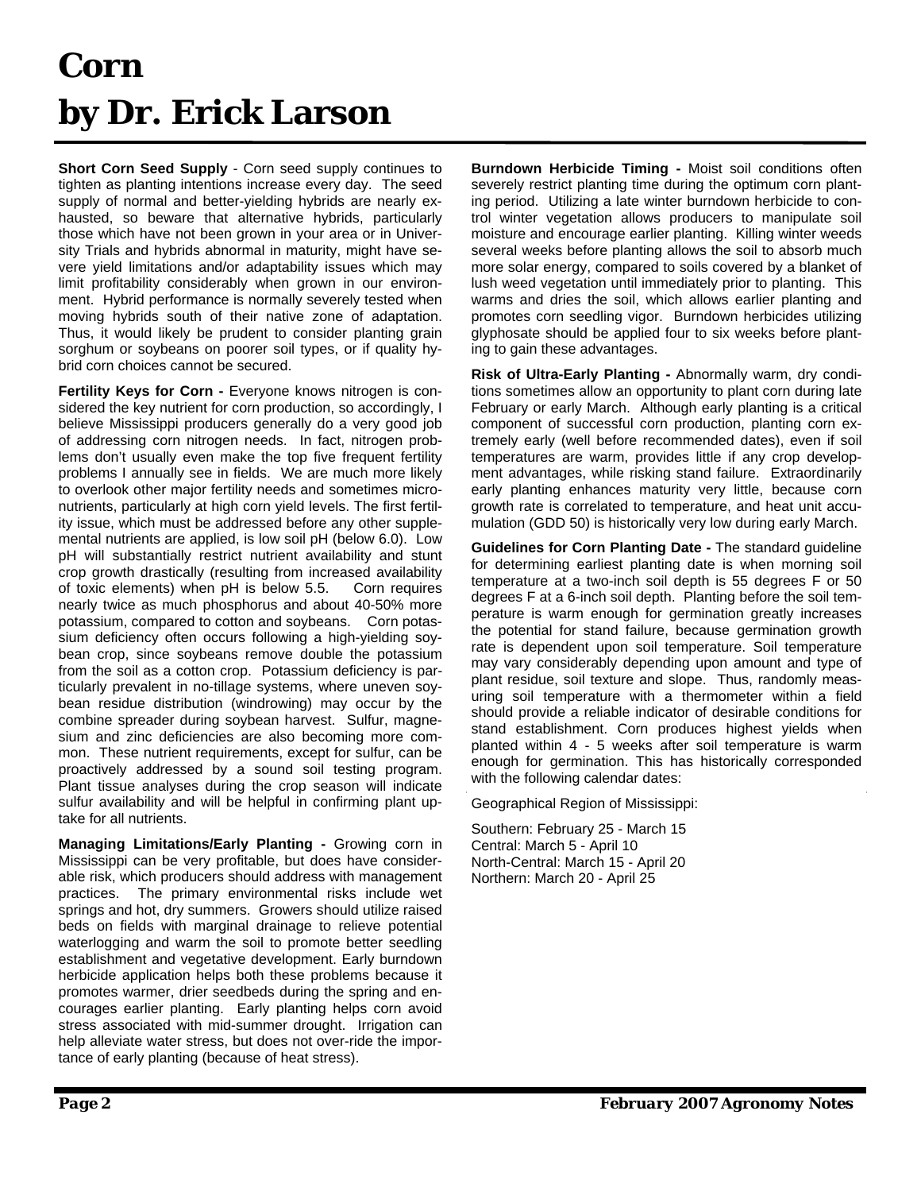# Corn
# by Dr. Erick Larson

**Short Corn Seed Supply** - Corn seed supply continues to tighten as planting intentions increase every day. The seed supply of normal and better-yielding hybrids are nearly exhausted, so beware that alternative hybrids, particularly those which have not been grown in your area or in University Trials and hybrids abnormal in maturity, might have severe yield limitations and/or adaptability issues which may limit profitability considerably when grown in our environment. Hybrid performance is normally severely tested when moving hybrids south of their native zone of adaptation. Thus, it would likely be prudent to consider planting grain sorghum or soybeans on poorer soil types, or if quality hybrid corn choices cannot be secured.

**Fertility Keys for Corn -** Everyone knows nitrogen is considered the key nutrient for corn production, so accordingly, I believe Mississippi producers generally do a very good job of addressing corn nitrogen needs. In fact, nitrogen problems don't usually even make the top five frequent fertility problems I annually see in fields. We are much more likely to overlook other major fertility needs and sometimes micronutrients, particularly at high corn yield levels. The first fertility issue, which must be addressed before any other supplemental nutrients are applied, is low soil pH (below 6.0). Low pH will substantially restrict nutrient availability and stunt crop growth drastically (resulting from increased availability of toxic elements) when pH is below 5.5. Corn requires nearly twice as much phosphorus and about 40-50% more potassium, compared to cotton and soybeans. Corn potassium deficiency often occurs following a high-yielding soybean crop, since soybeans remove double the potassium from the soil as a cotton crop. Potassium deficiency is particularly prevalent in no-tillage systems, where uneven soybean residue distribution (windrowing) may occur by the combine spreader during soybean harvest. Sulfur, magnesium and zinc deficiencies are also becoming more common. These nutrient requirements, except for sulfur, can be proactively addressed by a sound soil testing program. Plant tissue analyses during the crop season will indicate sulfur availability and will be helpful in confirming plant uptake for all nutrients.

**Managing Limitations/Early Planting -** Growing corn in Mississippi can be very profitable, but does have considerable risk, which producers should address with management practices. The primary environmental risks include wet springs and hot, dry summers. Growers should utilize raised beds on fields with marginal drainage to relieve potential waterlogging and warm the soil to promote better seedling establishment and vegetative development. Early burndown herbicide application helps both these problems because it promotes warmer, drier seedbeds during the spring and encourages earlier planting. Early planting helps corn avoid stress associated with mid-summer drought. Irrigation can help alleviate water stress, but does not over-ride the importance of early planting (because of heat stress).

**Burndown Herbicide Timing -** Moist soil conditions often severely restrict planting time during the optimum corn planting period. Utilizing a late winter burndown herbicide to control winter vegetation allows producers to manipulate soil moisture and encourage earlier planting. Killing winter weeds several weeks before planting allows the soil to absorb much more solar energy, compared to soils covered by a blanket of lush weed vegetation until immediately prior to planting. This warms and dries the soil, which allows earlier planting and promotes corn seedling vigor. Burndown herbicides utilizing glyphosate should be applied four to six weeks before planting to gain these advantages.

**Risk of Ultra-Early Planting -** Abnormally warm, dry conditions sometimes allow an opportunity to plant corn during late February or early March. Although early planting is a critical component of successful corn production, planting corn extremely early (well before recommended dates), even if soil temperatures are warm, provides little if any crop development advantages, while risking stand failure. Extraordinarily early planting enhances maturity very little, because corn growth rate is correlated to temperature, and heat unit accumulation (GDD 50) is historically very low during early March.

**Guidelines for Corn Planting Date -** The standard guideline for determining earliest planting date is when morning soil temperature at a two-inch soil depth is 55 degrees F or 50 degrees F at a 6-inch soil depth. Planting before the soil temperature is warm enough for germination greatly increases the potential for stand failure, because germination growth rate is dependent upon soil temperature. Soil temperature may vary considerably depending upon amount and type of plant residue, soil texture and slope. Thus, randomly measuring soil temperature with a thermometer within a field should provide a reliable indicator of desirable conditions for stand establishment. Corn produces highest yields when planted within 4 - 5 weeks after soil temperature is warm enough for germination. This has historically corresponded with the following calendar dates:

Geographical Region of Mississippi:

Southern: February 25 - March 15
Central: March 5 - April 10
North-Central: March 15 - April 20
Northern: March 20 - April 25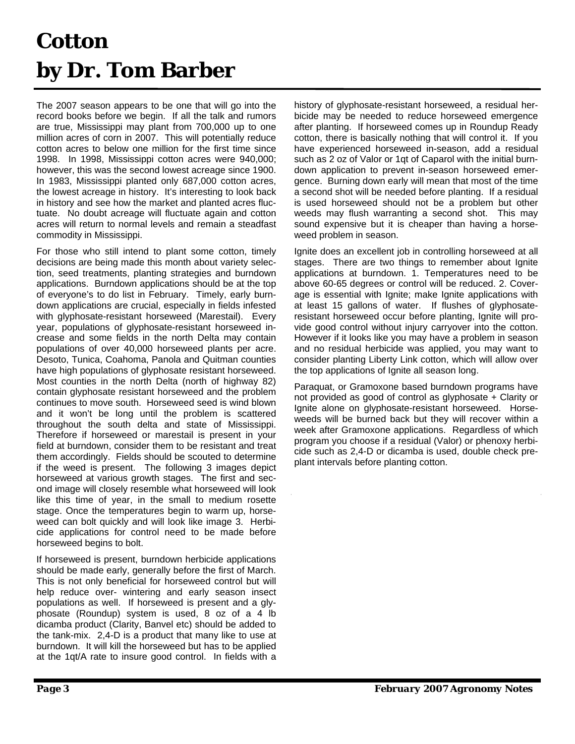# Cotton
# by Dr. Tom Barber

The 2007 season appears to be one that will go into the record books before we begin. If all the talk and rumors are true, Mississippi may plant from 700,000 up to one million acres of corn in 2007. This will potentially reduce cotton acres to below one million for the first time since 1998. In 1998, Mississippi cotton acres were 940,000; however, this was the second lowest acreage since 1900. In 1983, Mississippi planted only 687,000 cotton acres, the lowest acreage in history. It's interesting to look back in history and see how the market and planted acres fluctuate. No doubt acreage will fluctuate again and cotton acres will return to normal levels and remain a steadfast commodity in Mississippi.

For those who still intend to plant some cotton, timely decisions are being made this month about variety selection, seed treatments, planting strategies and burndown applications. Burndown applications should be at the top of everyone's to do list in February. Timely, early burndown applications are crucial, especially in fields infested with glyphosate-resistant horseweed (Marestail). Every year, populations of glyphosate-resistant horseweed increase and some fields in the north Delta may contain populations of over 40,000 horseweed plants per acre. Desoto, Tunica, Coahoma, Panola and Quitman counties have high populations of glyphosate resistant horseweed. Most counties in the north Delta (north of highway 82) contain glyphosate resistant horseweed and the problem continues to move south. Horseweed seed is wind blown and it won't be long until the problem is scattered throughout the south delta and state of Mississippi. Therefore if horseweed or marestail is present in your field at burndown, consider them to be resistant and treat them accordingly. Fields should be scouted to determine if the weed is present. The following 3 images depict horseweed at various growth stages. The first and second image will closely resemble what horseweed will look like this time of year, in the small to medium rosette stage. Once the temperatures begin to warm up, horseweed can bolt quickly and will look like image 3. Herbicide applications for control need to be made before horseweed begins to bolt.

If horseweed is present, burndown herbicide applications should be made early, generally before the first of March. This is not only beneficial for horseweed control but will help reduce over- wintering and early season insect populations as well. If horseweed is present and a glyphosate (Roundup) system is used, 8 oz of a 4 lb dicamba product (Clarity, Banvel etc) should be added to the tank-mix. 2,4-D is a product that many like to use at burndown. It will kill the horseweed but has to be applied at the 1qt/A rate to insure good control. In fields with a history of glyphosate-resistant horseweed, a residual herbicide may be needed to reduce horseweed emergence after planting. If horseweed comes up in Roundup Ready cotton, there is basically nothing that will control it. If you have experienced horseweed in-season, add a residual such as 2 oz of Valor or 1qt of Caparol with the initial burndown application to prevent in-season horseweed emergence. Burning down early will mean that most of the time a second shot will be needed before planting. If a residual is used horseweed should not be a problem but other weeds may flush warranting a second shot. This may sound expensive but it is cheaper than having a horseweed problem in season.

Ignite does an excellent job in controlling horseweed at all stages. There are two things to remember about Ignite applications at burndown. 1. Temperatures need to be above 60-65 degrees or control will be reduced. 2. Coverage is essential with Ignite; make Ignite applications with at least 15 gallons of water. If flushes of glyphosate-resistant horseweed occur before planting, Ignite will provide good control without injury carryover into the cotton. However if it looks like you may have a problem in season and no residual herbicide was applied, you may want to consider planting Liberty Link cotton, which will allow over the top applications of Ignite all season long.

Paraquat, or Gramoxone based burndown programs have not provided as good of control as glyphosate + Clarity or Ignite alone on glyphosate-resistant horseweed. Horseweeds will be burned back but they will recover within a week after Gramoxone applications. Regardless of which program you choose if a residual (Valor) or phenoxy herbicide such as 2,4-D or dicamba is used, double check preplant intervals before planting cotton.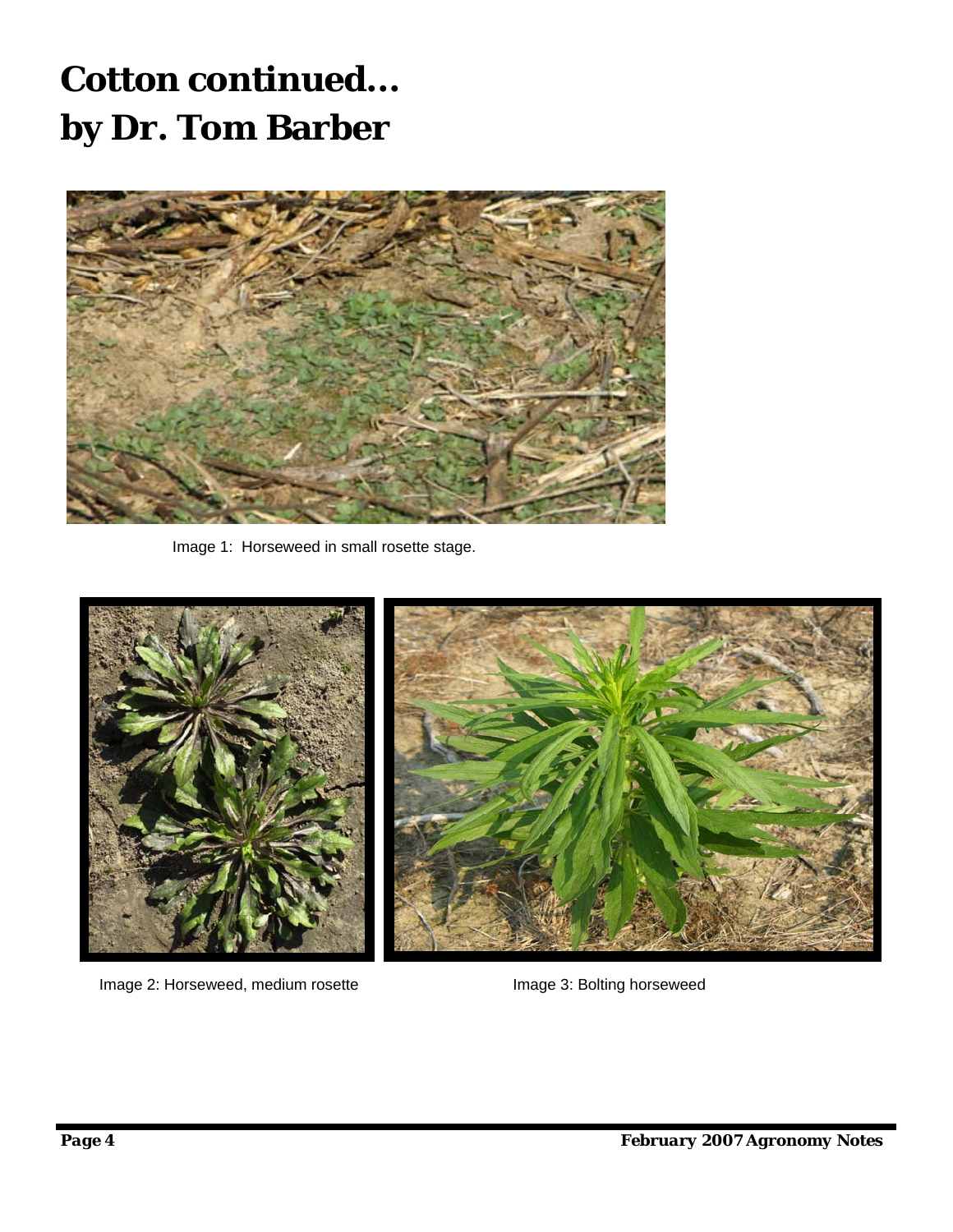# Cotton continued...
# by Dr. Tom Barber

Image 1: Horseweed in small rosette stage.

Image 2: Horseweed, medium rosette

Image 3: Bolting horseweed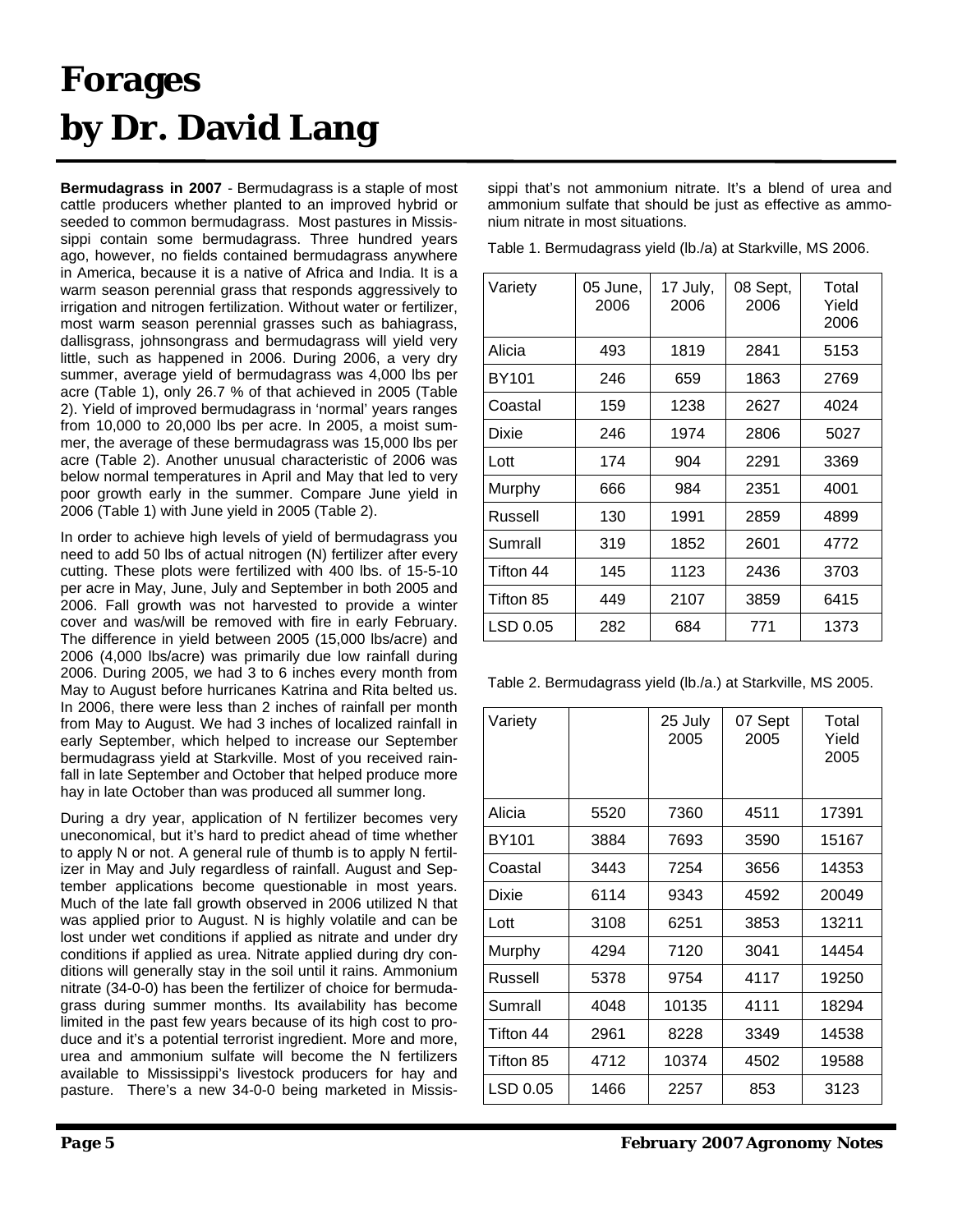# Forages
# by Dr. David Lang

**Bermudagrass in 2007** - Bermudagrass is a staple of most cattle producers whether planted to an improved hybrid or seeded to common bermudagrass. Most pastures in Mississippi contain some bermudagrass. Three hundred years ago, however, no fields contained bermudagrass anywhere in America, because it is a native of Africa and India. It is a warm season perennial grass that responds aggressively to irrigation and nitrogen fertilization. Without water or fertilizer, most warm season perennial grasses such as bahiagrass, dallisgrass, johnsongrass and bermudagrass will yield very little, such as happened in 2006. During 2006, a very dry summer, average yield of bermudagrass was 4,000 lbs per acre (Table 1), only 26.7 % of that achieved in 2005 (Table 2). Yield of improved bermudagrass in 'normal' years ranges from 10,000 to 20,000 lbs per acre. In 2005, a moist summer, the average of these bermudagrass was 15,000 lbs per acre (Table 2). Another unusual characteristic of 2006 was below normal temperatures in April and May that led to very poor growth early in the summer. Compare June yield in 2006 (Table 1) with June yield in 2005 (Table 2).

In order to achieve high levels of yield of bermudagrass you need to add 50 lbs of actual nitrogen (N) fertilizer after every cutting. These plots were fertilized with 400 lbs. of 15-5-10 per acre in May, June, July and September in both 2005 and 2006. Fall growth was not harvested to provide a winter cover and was/will be removed with fire in early February. The difference in yield between 2005 (15,000 lbs/acre) and 2006 (4,000 lbs/acre) was primarily due low rainfall during 2006. During 2005, we had 3 to 6 inches every month from May to August before hurricanes Katrina and Rita belted us. In 2006, there were less than 2 inches of rainfall per month from May to August. We had 3 inches of localized rainfall in early September, which helped to increase our September bermudagrass yield at Starkville. Most of you received rainfall in late September and October that helped produce more hay in late October than was produced all summer long.

During a dry year, application of N fertilizer becomes very uneconomical, but it's hard to predict ahead of time whether to apply N or not. A general rule of thumb is to apply N fertilizer in May and July regardless of rainfall. August and September applications become questionable in most years. Much of the late fall growth observed in 2006 utilized N that was applied prior to August. N is highly volatile and can be lost under wet conditions if applied as nitrate and under dry conditions if applied as urea. Nitrate applied during dry conditions will generally stay in the soil until it rains. Ammonium nitrate (34-0-0) has been the fertilizer of choice for bermudagrass during summer months. Its availability has become limited in the past few years because of its high cost to produce and it's a potential terrorist ingredient. More and more, urea and ammonium sulfate will become the N fertilizers available to Mississippi's livestock producers for hay and pasture. There's a new 34-0-0 being marketed in Mississippi that's not ammonium nitrate. It's a blend of urea and ammonium sulfate that should be just as effective as ammonium nitrate in most situations.

Table 1. Bermudagrass yield (lb./a) at Starkville, MS 2006.

| Variety | 05 June, 2006 | 17 July, 2006 | 08 Sept, 2006 | Total Yield 2006 |
|---|---|---|---|---|
| Alicia | 493 | 1819 | 2841 | 5153 |
| BY101 | 246 | 659 | 1863 | 2769 |
| Coastal | 159 | 1238 | 2627 | 4024 |
| Dixie | 246 | 1974 | 2806 | 5027 |
| Lott | 174 | 904 | 2291 | 3369 |
| Murphy | 666 | 984 | 2351 | 4001 |
| Russell | 130 | 1991 | 2859 | 4899 |
| Sumrall | 319 | 1852 | 2601 | 4772 |
| Tifton 44 | 145 | 1123 | 2436 | 3703 |
| Tifton 85 | 449 | 2107 | 3859 | 6415 |
| LSD 0.05 | 282 | 684 | 771 | 1373 |

Table 2. Bermudagrass yield (lb./a.) at Starkville, MS 2005.

| Variety | | 25 July 2005 | 07 Sept 2005 | Total Yield 2005 |
|---|---|---|---|---|
| Alicia | 5520 | 7360 | 4511 | 17391 |
| BY101 | 3884 | 7693 | 3590 | 15167 |
| Coastal | 3443 | 7254 | 3656 | 14353 |
| Dixie | 6114 | 9343 | 4592 | 20049 |
| Lott | 3108 | 6251 | 3853 | 13211 |
| Murphy | 4294 | 7120 | 3041 | 14454 |
| Russell | 5378 | 9754 | 4117 | 19250 |
| Sumrall | 4048 | 10135 | 4111 | 18294 |
| Tifton 44 | 2961 | 8228 | 3349 | 14538 |
| Tifton 85 | 4712 | 10374 | 4502 | 19588 |
| LSD 0.05 | 1466 | 2257 | 853 | 3123 |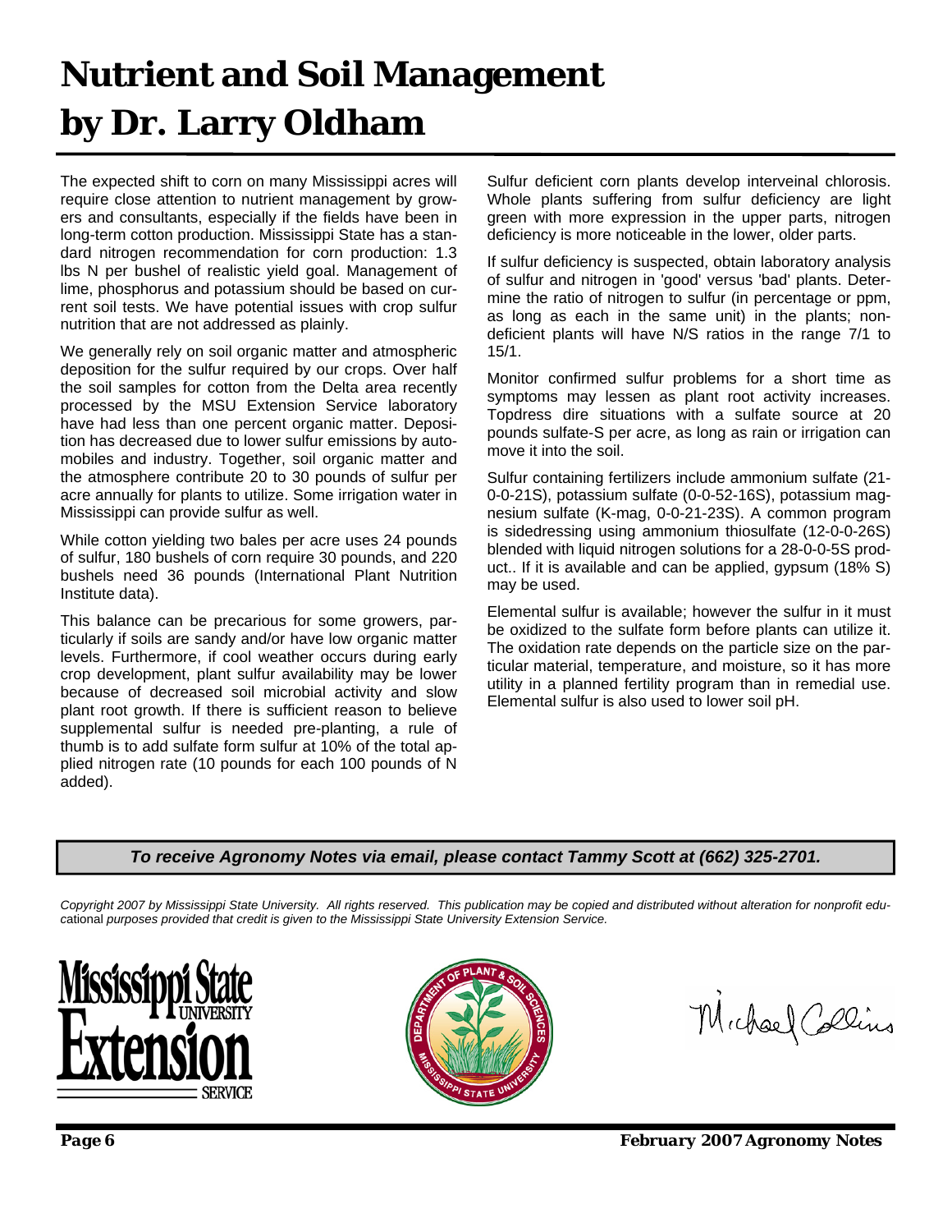# Nutrient and Soil Management by Dr. Larry Oldham

The expected shift to corn on many Mississippi acres will require close attention to nutrient management by growers and consultants, especially if the fields have been in long-term cotton production. Mississippi State has a standard nitrogen recommendation for corn production: 1.3 lbs N per bushel of realistic yield goal. Management of lime, phosphorus and potassium should be based on current soil tests. We have potential issues with crop sulfur nutrition that are not addressed as plainly.

We generally rely on soil organic matter and atmospheric deposition for the sulfur required by our crops. Over half the soil samples for cotton from the Delta area recently processed by the MSU Extension Service laboratory have had less than one percent organic matter. Deposition has decreased due to lower sulfur emissions by automobiles and industry. Together, soil organic matter and the atmosphere contribute 20 to 30 pounds of sulfur per acre annually for plants to utilize. Some irrigation water in Mississippi can provide sulfur as well.

While cotton yielding two bales per acre uses 24 pounds of sulfur, 180 bushels of corn require 30 pounds, and 220 bushels need 36 pounds (International Plant Nutrition Institute data).

This balance can be precarious for some growers, particularly if soils are sandy and/or have low organic matter levels. Furthermore, if cool weather occurs during early crop development, plant sulfur availability may be lower because of decreased soil microbial activity and slow plant root growth. If there is sufficient reason to believe supplemental sulfur is needed pre-planting, a rule of thumb is to add sulfate form sulfur at 10% of the total applied nitrogen rate (10 pounds for each 100 pounds of N added).

Sulfur deficient corn plants develop interveinal chlorosis. Whole plants suffering from sulfur deficiency are light green with more expression in the upper parts, nitrogen deficiency is more noticeable in the lower, older parts.

If sulfur deficiency is suspected, obtain laboratory analysis of sulfur and nitrogen in 'good' versus 'bad' plants. Determine the ratio of nitrogen to sulfur (in percentage or ppm, as long as each in the same unit) in the plants; non-deficient plants will have N/S ratios in the range 7/1 to 15/1.

Monitor confirmed sulfur problems for a short time as symptoms may lessen as plant root activity increases. Topdress dire situations with a sulfate source at 20 pounds sulfate-S per acre, as long as rain or irrigation can move it into the soil.

Sulfur containing fertilizers include ammonium sulfate (21-0-0-21S), potassium sulfate (0-0-52-16S), potassium magnesium sulfate (K-mag, 0-0-21-23S). A common program is sidedressing using ammonium thiosulfate (12-0-0-26S) blended with liquid nitrogen solutions for a 28-0-0-5S product.. If it is available and can be applied, gypsum (18% S) may be used.

Elemental sulfur is available; however the sulfur in it must be oxidized to the sulfate form before plants can utilize it. The oxidation rate depends on the particle size on the particular material, temperature, and moisture, so it has more utility in a planned fertility program than in remedial use. Elemental sulfur is also used to lower soil pH.

***To receive Agronomy Notes via email, please contact Tammy Scott at (662) 325-2701.***

*Copyright 2007 by Mississippi State University. All rights reserved. This publication may be copied and distributed without alteration for nonprofit educational purposes provided that credit is given to the Mississippi State University Extension Service.*

Michael Collins